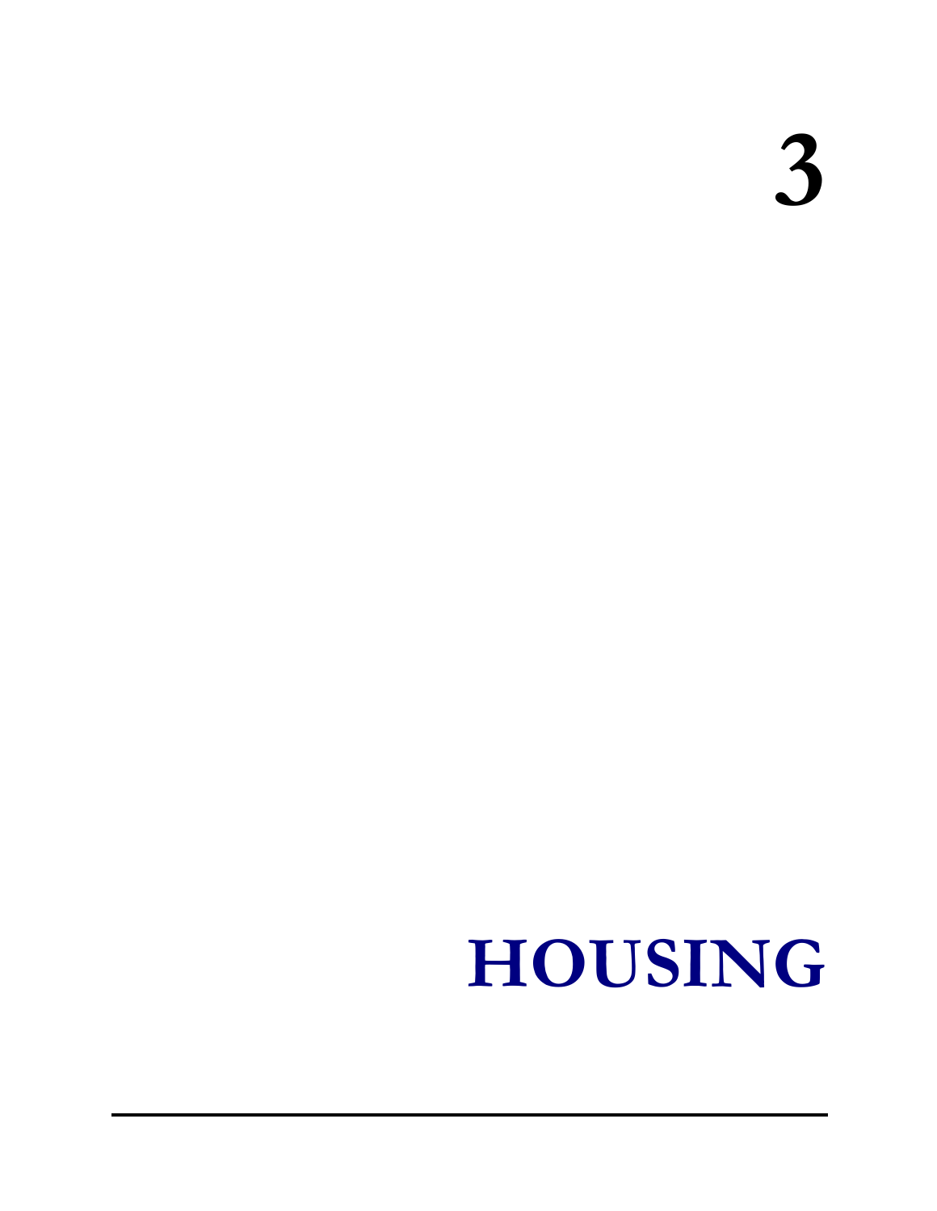# 3

# HOUSING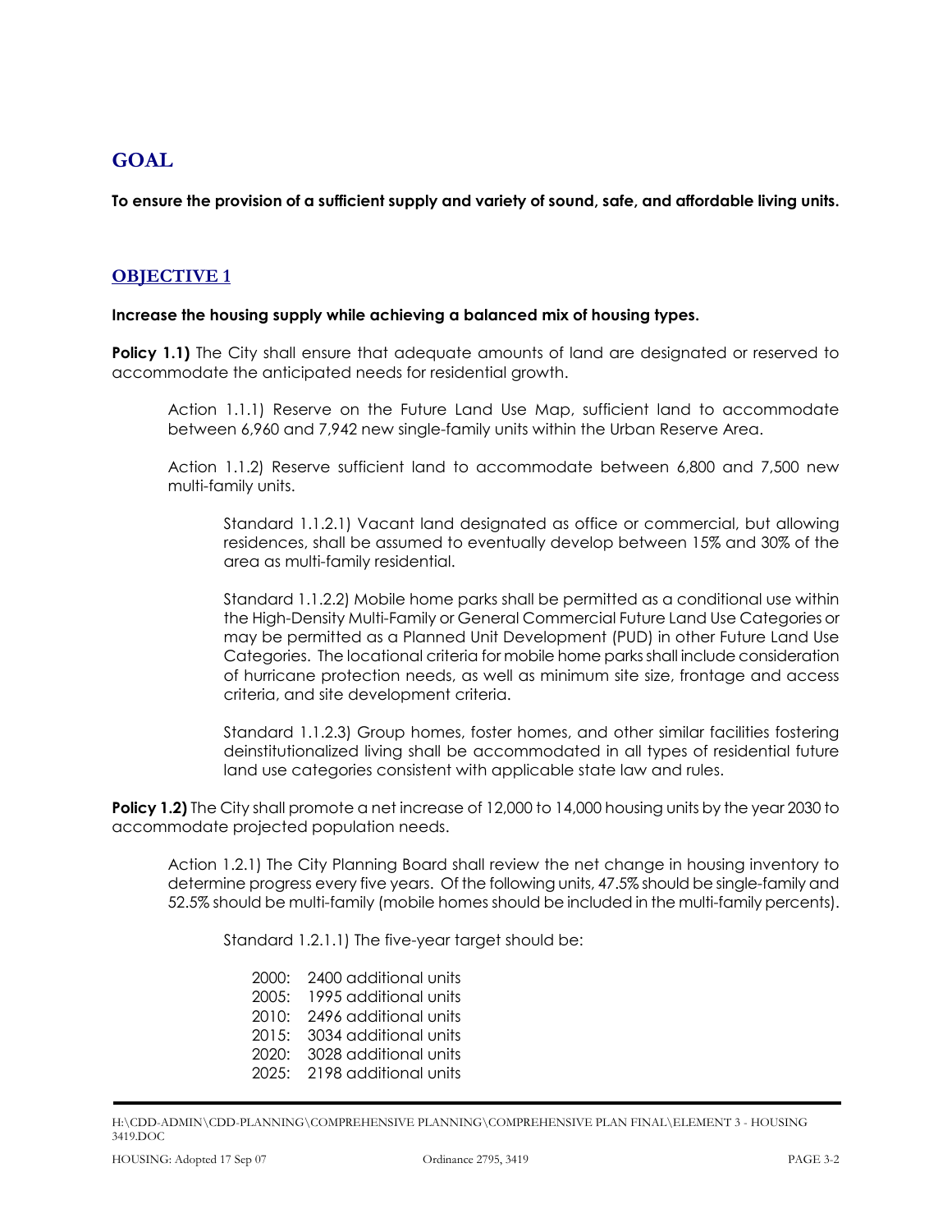## GOAL

**To ensure the provision of a sufficient supply and variety of sound, safe, and affordable living units.**

## OBJECTIVE 1

**Increase the housing supply while achieving a balanced mix of housing types.**

**Policy 1.1)** The City shall ensure that adequate amounts of land are designated or reserved to accommodate the anticipated needs for residential growth.

Action 1.1.1) Reserve on the Future Land Use Map, sufficient land to accommodate between 6,960 and 7,942 new single-family units within the Urban Reserve Area.

Action 1.1.2) Reserve sufficient land to accommodate between 6,800 and 7,500 new multi-family units.

Standard 1.1.2.1) Vacant land designated as office or commercial, but allowing residences, shall be assumed to eventually develop between 15% and 30% of the area as multi-family residential.

Standard 1.1.2.2) Mobile home parks shall be permitted as a conditional use within the High-Density Multi-Family or General Commercial Future Land Use Categories or may be permitted as a Planned Unit Development (PUD) in other Future Land Use Categories. The locational criteria for mobile home parks shall include consideration of hurricane protection needs, as well as minimum site size, frontage and access criteria, and site development criteria.

Standard 1.1.2.3) Group homes, foster homes, and other similar facilities fostering deinstitutionalized living shall be accommodated in all types of residential future land use categories consistent with applicable state law and rules.

**Policy 1.2)** The City shall promote a net increase of 12,000 to 14,000 housing units by the year 2030 to accommodate projected population needs.

Action 1.2.1) The City Planning Board shall review the net change in housing inventory to determine progress every five years. Of the following units, 47.5% should be single-family and 52.5% should be multi-family (mobile homes should be included in the multi-family percents).

Standard 1.2.1.1) The five-year target should be:

2000: 2400 additional units
2005: 1995 additional units
2010: 2496 additional units
2015: 3034 additional units
2020: 3028 additional units
2025: 2198 additional units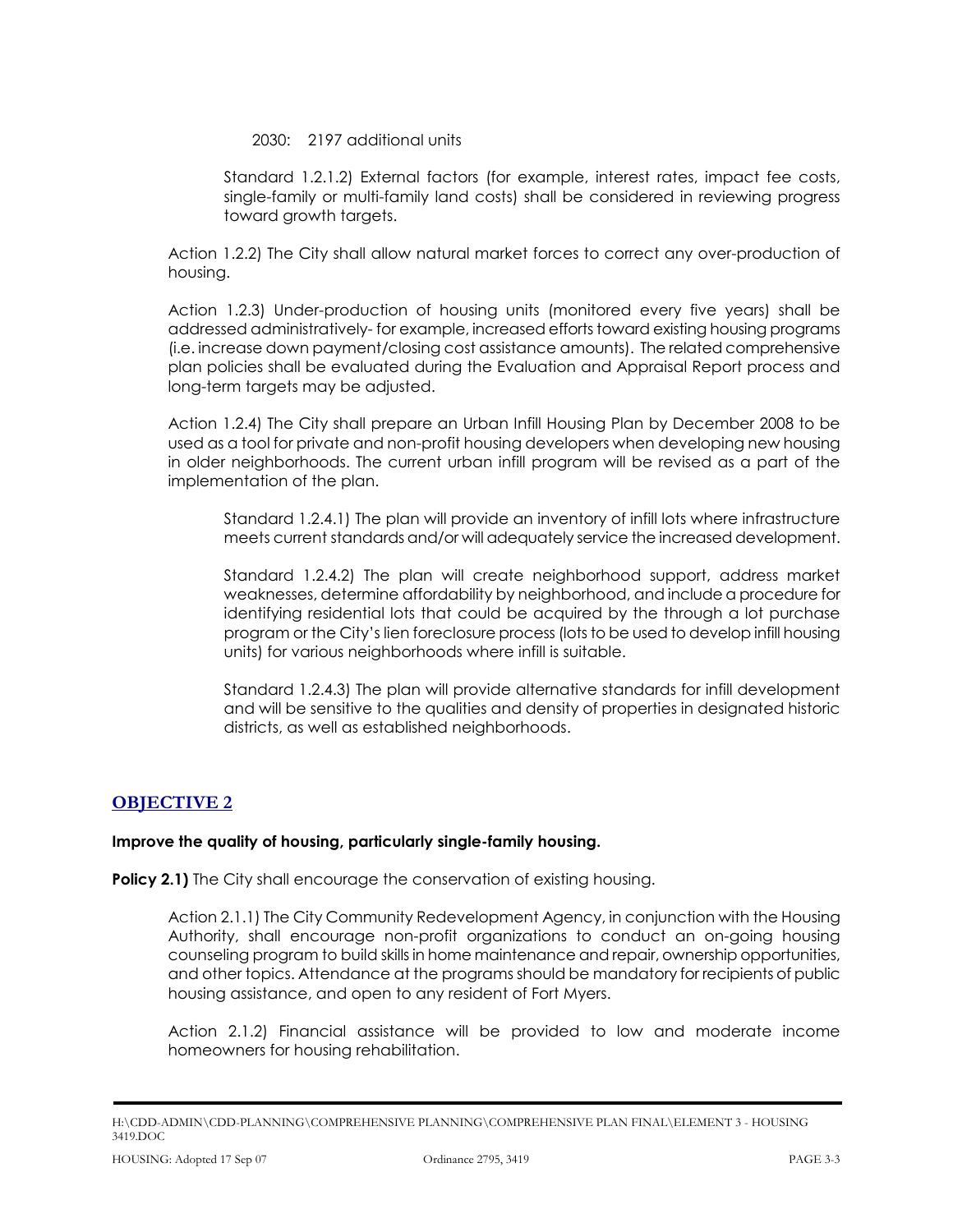2030: 2197 additional units

Standard 1.2.1.2) External factors (for example, interest rates, impact fee costs, single-family or multi-family land costs) shall be considered in reviewing progress toward growth targets.

Action 1.2.2) The City shall allow natural market forces to correct any over-production of housing.

Action 1.2.3) Under-production of housing units (monitored every five years) shall be addressed administratively- for example, increased efforts toward existing housing programs (i.e. increase down payment/closing cost assistance amounts). The related comprehensive plan policies shall be evaluated during the Evaluation and Appraisal Report process and long-term targets may be adjusted.

Action 1.2.4) The City shall prepare an Urban Infill Housing Plan by December 2008 to be used as a tool for private and non-profit housing developers when developing new housing in older neighborhoods. The current urban infill program will be revised as a part of the implementation of the plan.

Standard 1.2.4.1) The plan will provide an inventory of infill lots where infrastructure meets current standards and/or will adequately service the increased development.

Standard 1.2.4.2) The plan will create neighborhood support, address market weaknesses, determine affordability by neighborhood, and include a procedure for identifying residential lots that could be acquired by the through a lot purchase program or the City's lien foreclosure process (lots to be used to develop infill housing units) for various neighborhoods where infill is suitable.

Standard 1.2.4.3) The plan will provide alternative standards for infill development and will be sensitive to the qualities and density of properties in designated historic districts, as well as established neighborhoods.

## OBJECTIVE 2

**Improve the quality of housing, particularly single-family housing.**

**Policy 2.1)** The City shall encourage the conservation of existing housing.

Action 2.1.1) The City Community Redevelopment Agency, in conjunction with the Housing Authority, shall encourage non-profit organizations to conduct an on-going housing counseling program to build skills in home maintenance and repair, ownership opportunities, and other topics. Attendance at the programs should be mandatory for recipients of public housing assistance, and open to any resident of Fort Myers.

Action 2.1.2) Financial assistance will be provided to low and moderate income homeowners for housing rehabilitation.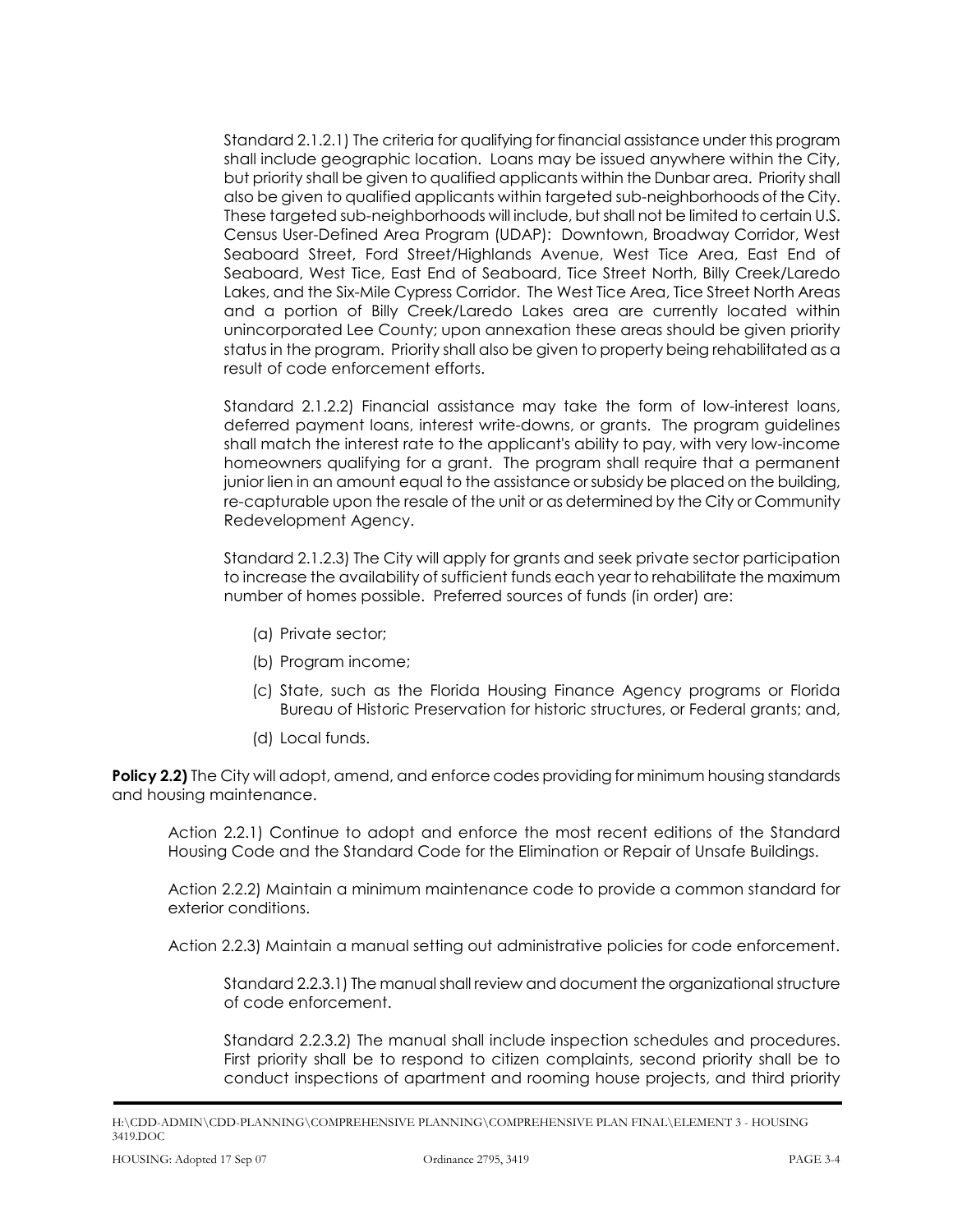Standard 2.1.2.1) The criteria for qualifying for financial assistance under this program shall include geographic location. Loans may be issued anywhere within the City, but priority shall be given to qualified applicants within the Dunbar area. Priority shall also be given to qualified applicants within targeted sub-neighborhoods of the City. These targeted sub-neighborhoods will include, but shall not be limited to certain U.S. Census User-Defined Area Program (UDAP): Downtown, Broadway Corridor, West Seaboard Street, Ford Street/Highlands Avenue, West Tice Area, East End of Seaboard, West Tice, East End of Seaboard, Tice Street North, Billy Creek/Laredo Lakes, and the Six-Mile Cypress Corridor. The West Tice Area, Tice Street North Areas and a portion of Billy Creek/Laredo Lakes area are currently located within unincorporated Lee County; upon annexation these areas should be given priority status in the program. Priority shall also be given to property being rehabilitated as a result of code enforcement efforts.

Standard 2.1.2.2) Financial assistance may take the form of low-interest loans, deferred payment loans, interest write-downs, or grants. The program guidelines shall match the interest rate to the applicant's ability to pay, with very low-income homeowners qualifying for a grant. The program shall require that a permanent junior lien in an amount equal to the assistance or subsidy be placed on the building, re-capturable upon the resale of the unit or as determined by the City or Community Redevelopment Agency.

Standard 2.1.2.3) The City will apply for grants and seek private sector participation to increase the availability of sufficient funds each year to rehabilitate the maximum number of homes possible. Preferred sources of funds (in order) are:

(a) Private sector;

(b) Program income;

(c) State, such as the Florida Housing Finance Agency programs or Florida Bureau of Historic Preservation for historic structures, or Federal grants; and,

(d) Local funds.

**Policy 2.2)** The City will adopt, amend, and enforce codes providing for minimum housing standards and housing maintenance.

Action 2.2.1) Continue to adopt and enforce the most recent editions of the Standard Housing Code and the Standard Code for the Elimination or Repair of Unsafe Buildings.

Action 2.2.2) Maintain a minimum maintenance code to provide a common standard for exterior conditions.

Action 2.2.3) Maintain a manual setting out administrative policies for code enforcement.

Standard 2.2.3.1) The manual shall review and document the organizational structure of code enforcement.

Standard 2.2.3.2) The manual shall include inspection schedules and procedures. First priority shall be to respond to citizen complaints, second priority shall be to conduct inspections of apartment and rooming house projects, and third priority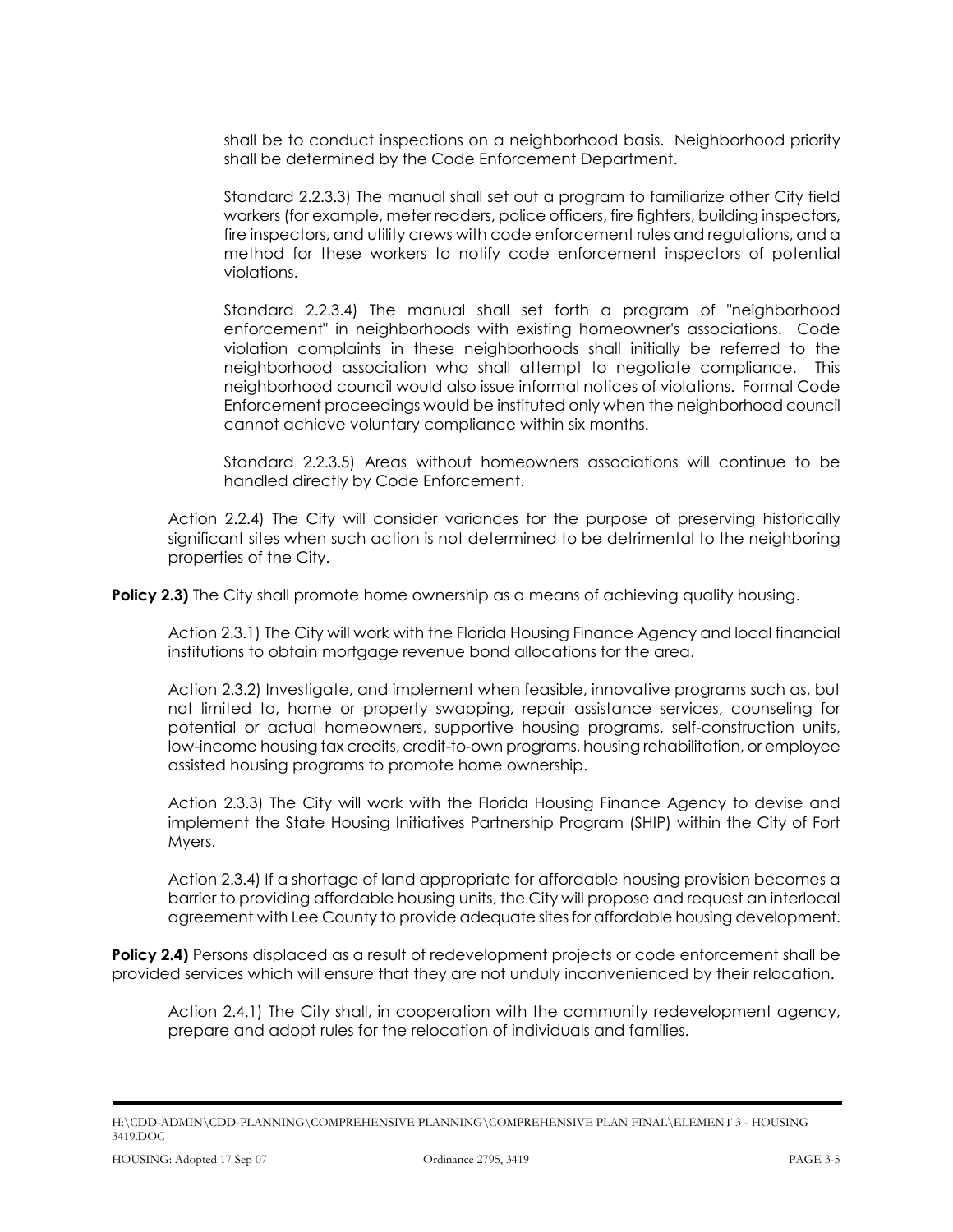shall be to conduct inspections on a neighborhood basis. Neighborhood priority shall be determined by the Code Enforcement Department.

Standard 2.2.3.3) The manual shall set out a program to familiarize other City field workers (for example, meter readers, police officers, fire fighters, building inspectors, fire inspectors, and utility crews with code enforcement rules and regulations, and a method for these workers to notify code enforcement inspectors of potential violations.

Standard 2.2.3.4) The manual shall set forth a program of "neighborhood enforcement" in neighborhoods with existing homeowner's associations. Code violation complaints in these neighborhoods shall initially be referred to the neighborhood association who shall attempt to negotiate compliance. This neighborhood council would also issue informal notices of violations. Formal Code Enforcement proceedings would be instituted only when the neighborhood council cannot achieve voluntary compliance within six months.

Standard 2.2.3.5) Areas without homeowners associations will continue to be handled directly by Code Enforcement.

Action 2.2.4) The City will consider variances for the purpose of preserving historically significant sites when such action is not determined to be detrimental to the neighboring properties of the City.

**Policy 2.3)** The City shall promote home ownership as a means of achieving quality housing.

Action 2.3.1) The City will work with the Florida Housing Finance Agency and local financial institutions to obtain mortgage revenue bond allocations for the area.

Action 2.3.2) Investigate, and implement when feasible, innovative programs such as, but not limited to, home or property swapping, repair assistance services, counseling for potential or actual homeowners, supportive housing programs, self-construction units, low-income housing tax credits, credit-to-own programs, housing rehabilitation, or employee assisted housing programs to promote home ownership.

Action 2.3.3) The City will work with the Florida Housing Finance Agency to devise and implement the State Housing Initiatives Partnership Program (SHIP) within the City of Fort Myers.

Action 2.3.4) If a shortage of land appropriate for affordable housing provision becomes a barrier to providing affordable housing units, the City will propose and request an interlocal agreement with Lee County to provide adequate sites for affordable housing development.

**Policy 2.4)** Persons displaced as a result of redevelopment projects or code enforcement shall be provided services which will ensure that they are not unduly inconvenienced by their relocation.

Action 2.4.1) The City shall, in cooperation with the community redevelopment agency, prepare and adopt rules for the relocation of individuals and families.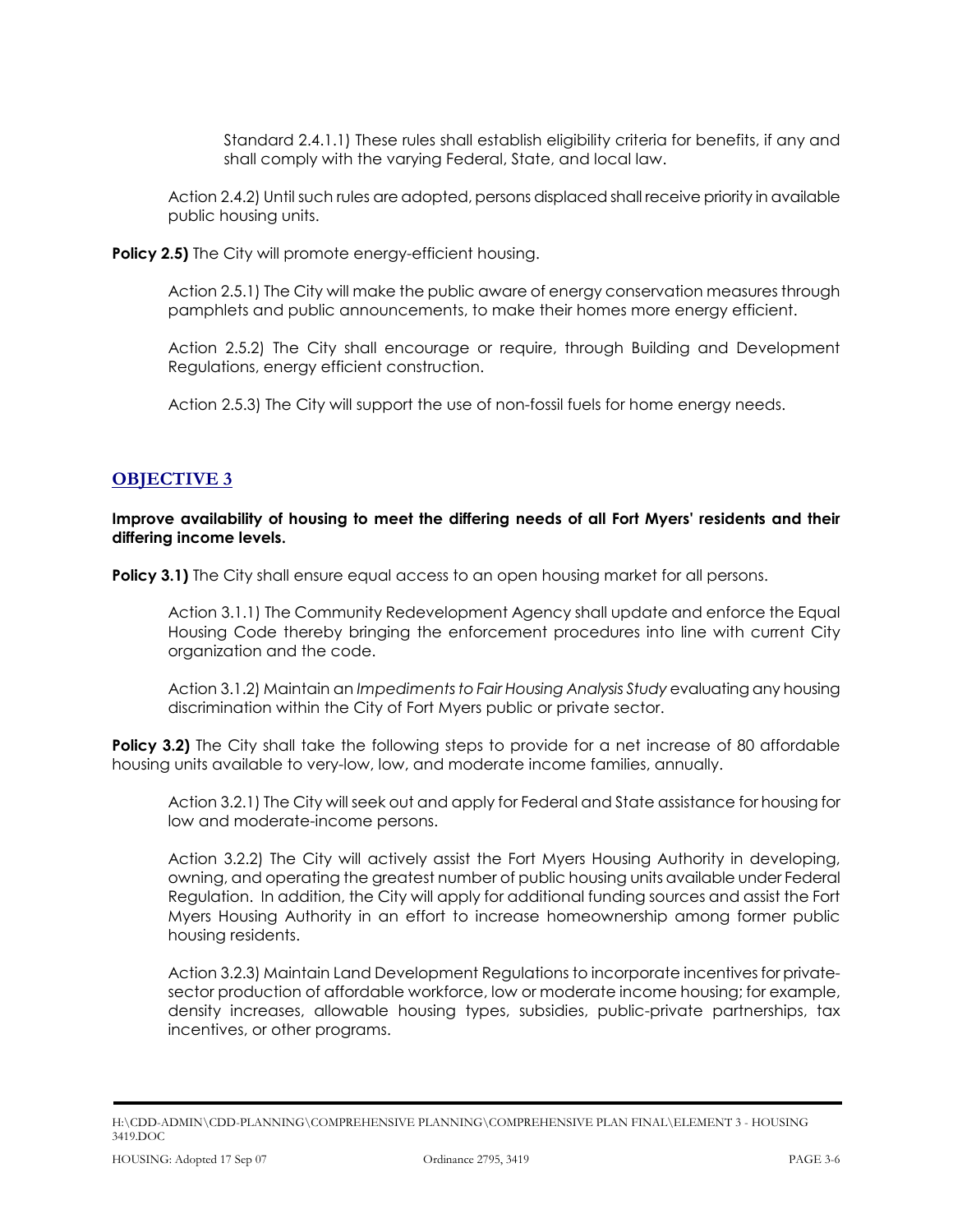Standard 2.4.1.1) These rules shall establish eligibility criteria for benefits, if any and shall comply with the varying Federal, State, and local law.

Action 2.4.2) Until such rules are adopted, persons displaced shall receive priority in available public housing units.

**Policy 2.5)** The City will promote energy-efficient housing.

Action 2.5.1) The City will make the public aware of energy conservation measures through pamphlets and public announcements, to make their homes more energy efficient.

Action 2.5.2) The City shall encourage or require, through Building and Development Regulations, energy efficient construction.

Action 2.5.3) The City will support the use of non-fossil fuels for home energy needs.

## OBJECTIVE 3

**Improve availability of housing to meet the differing needs of all Fort Myers' residents and their differing income levels.**

**Policy 3.1)** The City shall ensure equal access to an open housing market for all persons.

Action 3.1.1) The Community Redevelopment Agency shall update and enforce the Equal Housing Code thereby bringing the enforcement procedures into line with current City organization and the code.

Action 3.1.2) Maintain an *Impediments to Fair Housing Analysis Study* evaluating any housing discrimination within the City of Fort Myers public or private sector.

**Policy 3.2)** The City shall take the following steps to provide for a net increase of 80 affordable housing units available to very-low, low, and moderate income families, annually.

Action 3.2.1) The City will seek out and apply for Federal and State assistance for housing for low and moderate-income persons.

Action 3.2.2) The City will actively assist the Fort Myers Housing Authority in developing, owning, and operating the greatest number of public housing units available under Federal Regulation. In addition, the City will apply for additional funding sources and assist the Fort Myers Housing Authority in an effort to increase homeownership among former public housing residents.

Action 3.2.3) Maintain Land Development Regulations to incorporate incentives for private-sector production of affordable workforce, low or moderate income housing; for example, density increases, allowable housing types, subsidies, public-private partnerships, tax incentives, or other programs.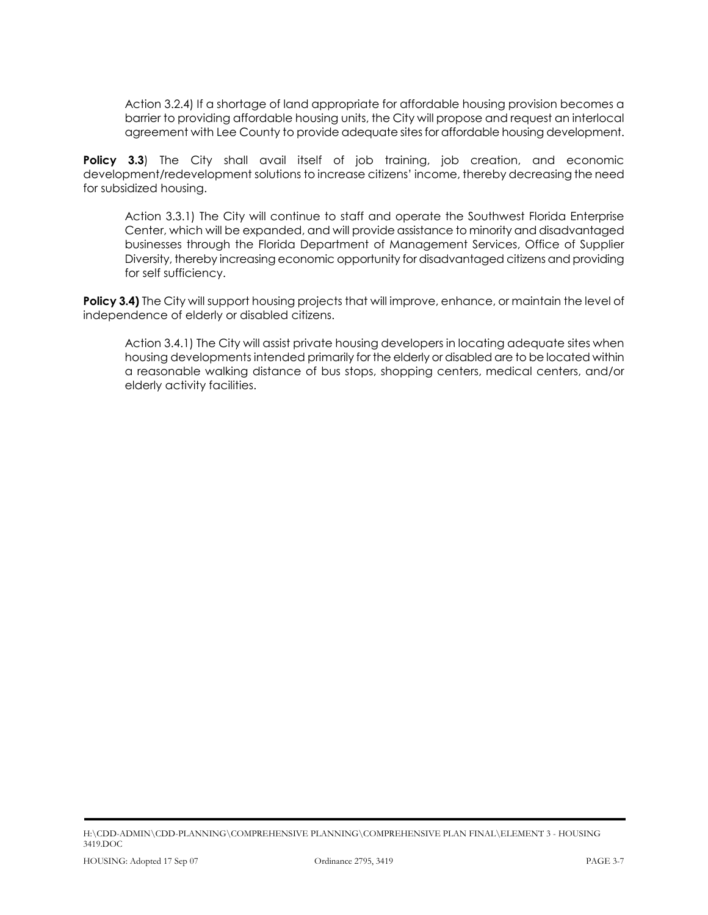Action 3.2.4) If a shortage of land appropriate for affordable housing provision becomes a barrier to providing affordable housing units, the City will propose and request an interlocal agreement with Lee County to provide adequate sites for affordable housing development.

**Policy 3.3**) The City shall avail itself of job training, job creation, and economic development/redevelopment solutions to increase citizens' income, thereby decreasing the need for subsidized housing.

Action 3.3.1) The City will continue to staff and operate the Southwest Florida Enterprise Center, which will be expanded, and will provide assistance to minority and disadvantaged businesses through the Florida Department of Management Services, Office of Supplier Diversity, thereby increasing economic opportunity for disadvantaged citizens and providing for self sufficiency.

**Policy 3.4)** The City will support housing projects that will improve, enhance, or maintain the level of independence of elderly or disabled citizens.

Action 3.4.1) The City will assist private housing developers in locating adequate sites when housing developments intended primarily for the elderly or disabled are to be located within a reasonable walking distance of bus stops, shopping centers, medical centers, and/or elderly activity facilities.